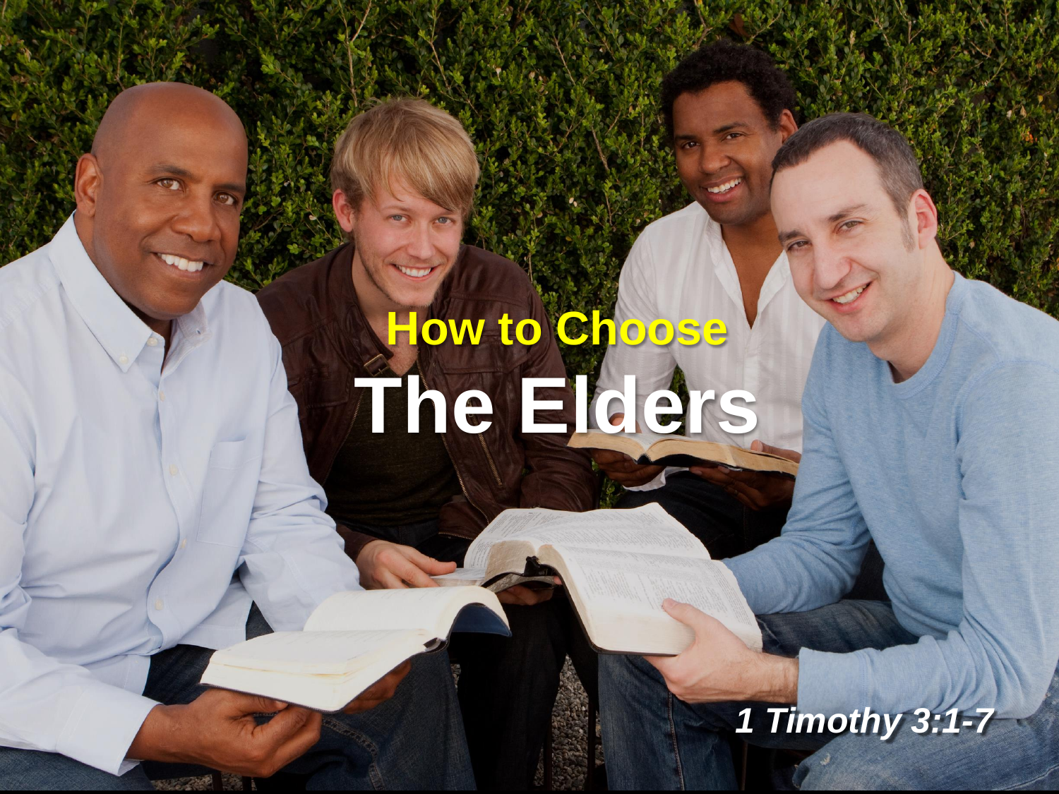## How to Choose

# The Elders

*1 Timothy 3:1-7*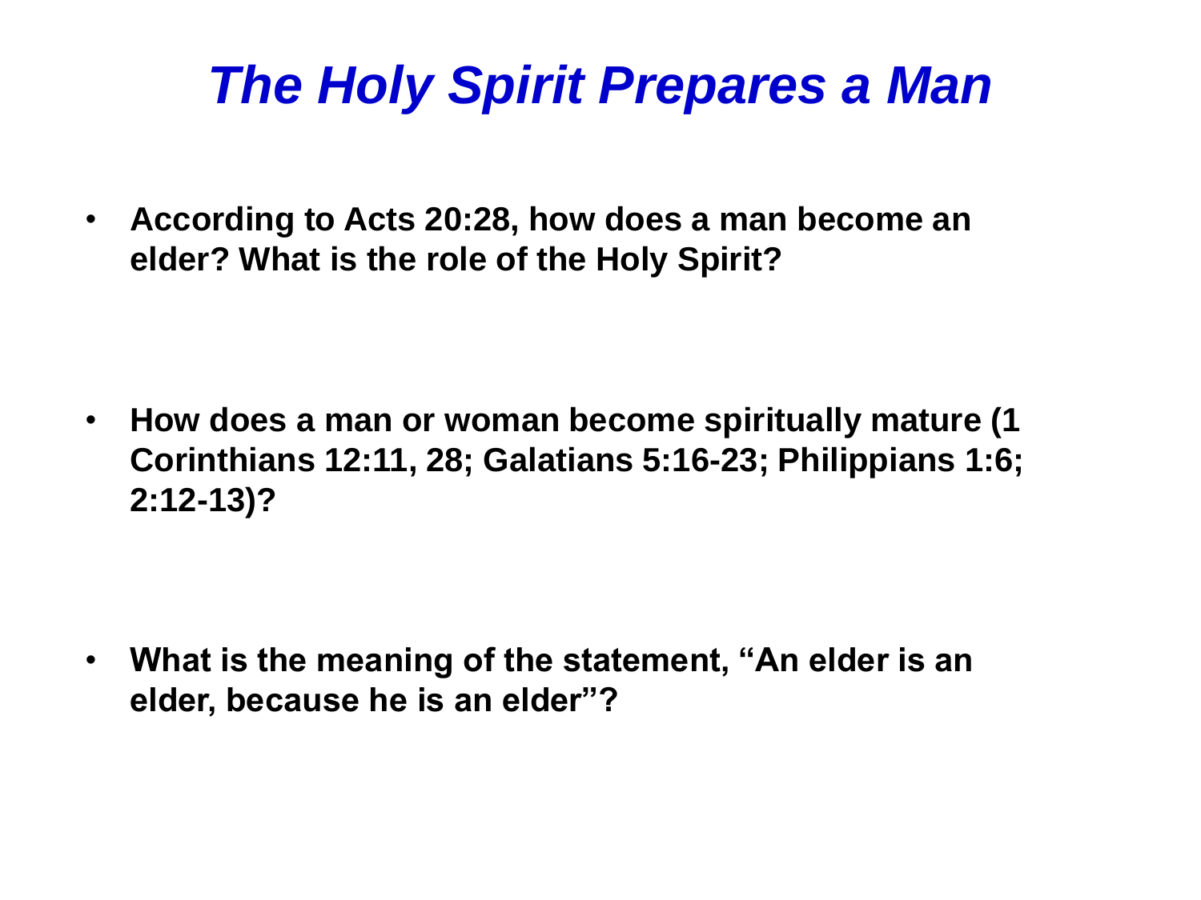# *The Holy Spirit Prepares a Man*

- **According to Acts 20:28, how does a man become an elder? What is the role of the Holy Spirit?**

- **How does a man or woman become spiritually mature (1 Corinthians 12:11, 28; Galatians 5:16-23; Philippians 1:6; 2:12-13)?**

- **What is the meaning of the statement, "An elder is an elder, because he is an elder"?**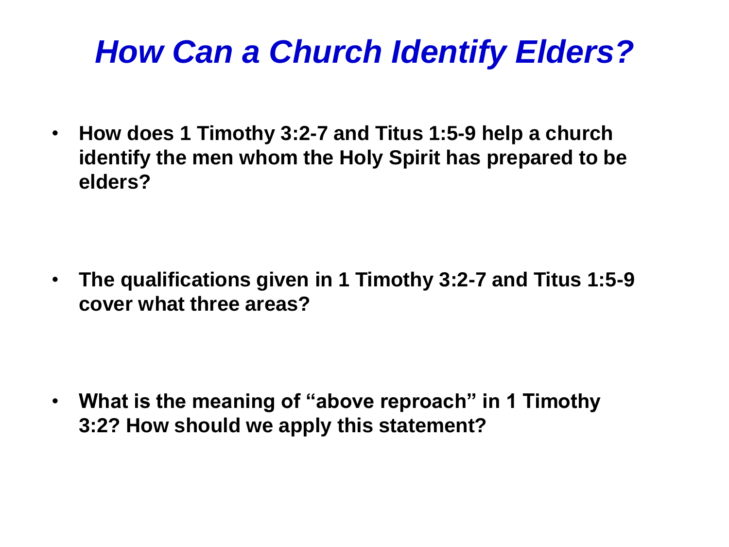# *How Can a Church Identify Elders?*

- **How does 1 Timothy 3:2-7 and Titus 1:5-9 help a church identify the men whom the Holy Spirit has prepared to be elders?**

- **The qualifications given in 1 Timothy 3:2-7 and Titus 1:5-9 cover what three areas?**

- **What is the meaning of "above reproach" in 1 Timothy 3:2? How should we apply this statement?**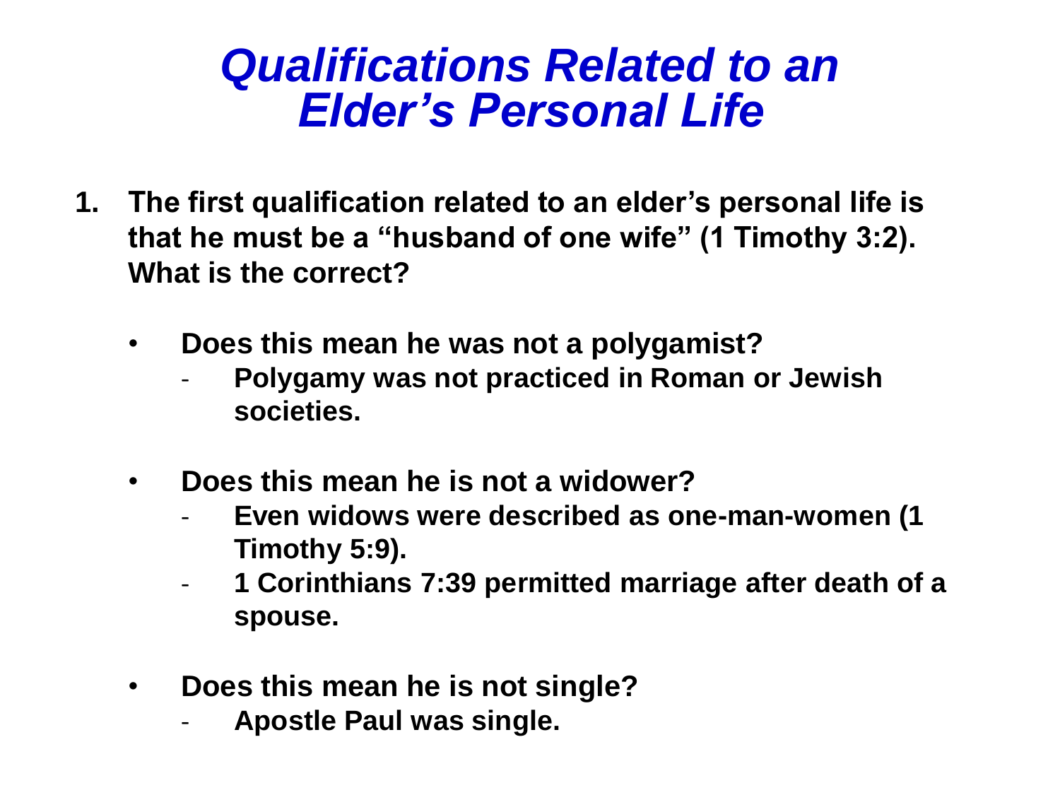# *Qualifications Related to an Elder's Personal Life*

1. **The first qualification related to an elder's personal life is that he must be a "husband of one wife" (1 Timothy 3:2). What is the correct?**

   - **Does this mean he was not a polygamist?**
     - **Polygamy was not practiced in Roman or Jewish societies.**

   - **Does this mean he is not a widower?**
     - **Even widows were described as one-man-women (1 Timothy 5:9).**
     - **1 Corinthians 7:39 permitted marriage after death of a spouse.**

   - **Does this mean he is not single?**
     - **Apostle Paul was single.**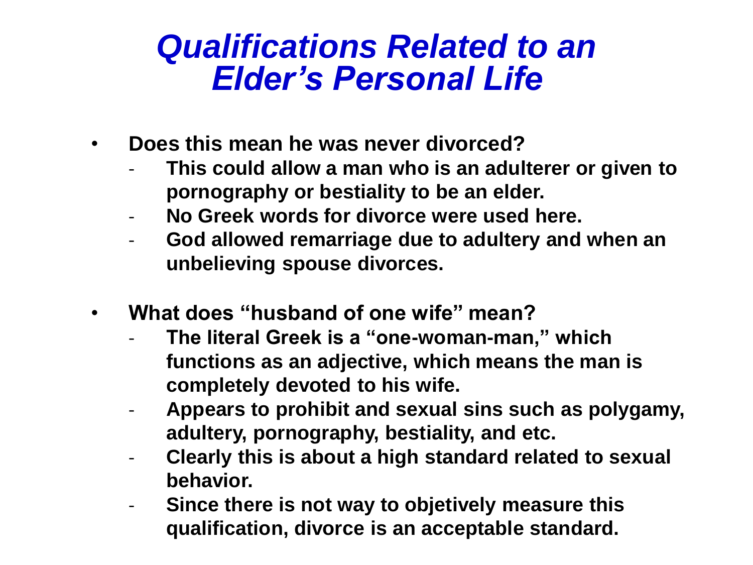# *Qualifications Related to an Elder's Personal Life*

- **Does this mean he was never divorced?**
  - **This could allow a man who is an adulterer or given to pornography or bestiality to be an elder.**
  - **No Greek words for divorce were used here.**
  - **God allowed remarriage due to adultery and when an unbelieving spouse divorces.**

- **What does "husband of one wife" mean?**
  - **The literal Greek is a "one-woman-man," which functions as an adjective, which means the man is completely devoted to his wife.**
  - **Appears to prohibit and sexual sins such as polygamy, adultery, pornography, bestiality, and etc.**
  - **Clearly this is about a high standard related to sexual behavior.**
  - **Since there is not way to objetively measure this qualification, divorce is an acceptable standard.**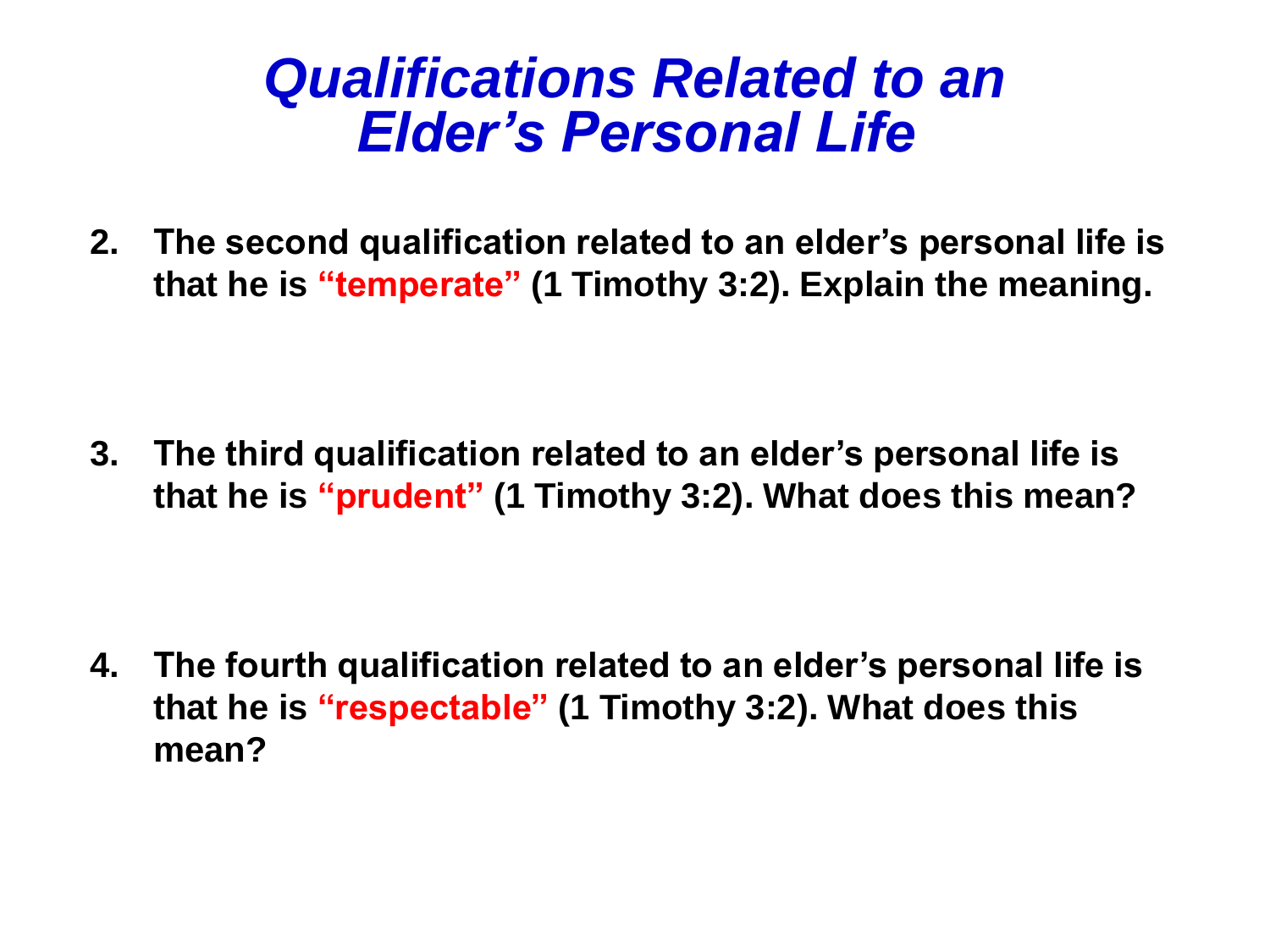# *Qualifications Related to an Elder's Personal Life*

2. **The second qualification related to an elder's personal life is that he is "temperate" (1 Timothy 3:2). Explain the meaning.**

3. **The third qualification related to an elder's personal life is that he is "prudent" (1 Timothy 3:2). What does this mean?**

4. **The fourth qualification related to an elder's personal life is that he is "respectable" (1 Timothy 3:2). What does this mean?**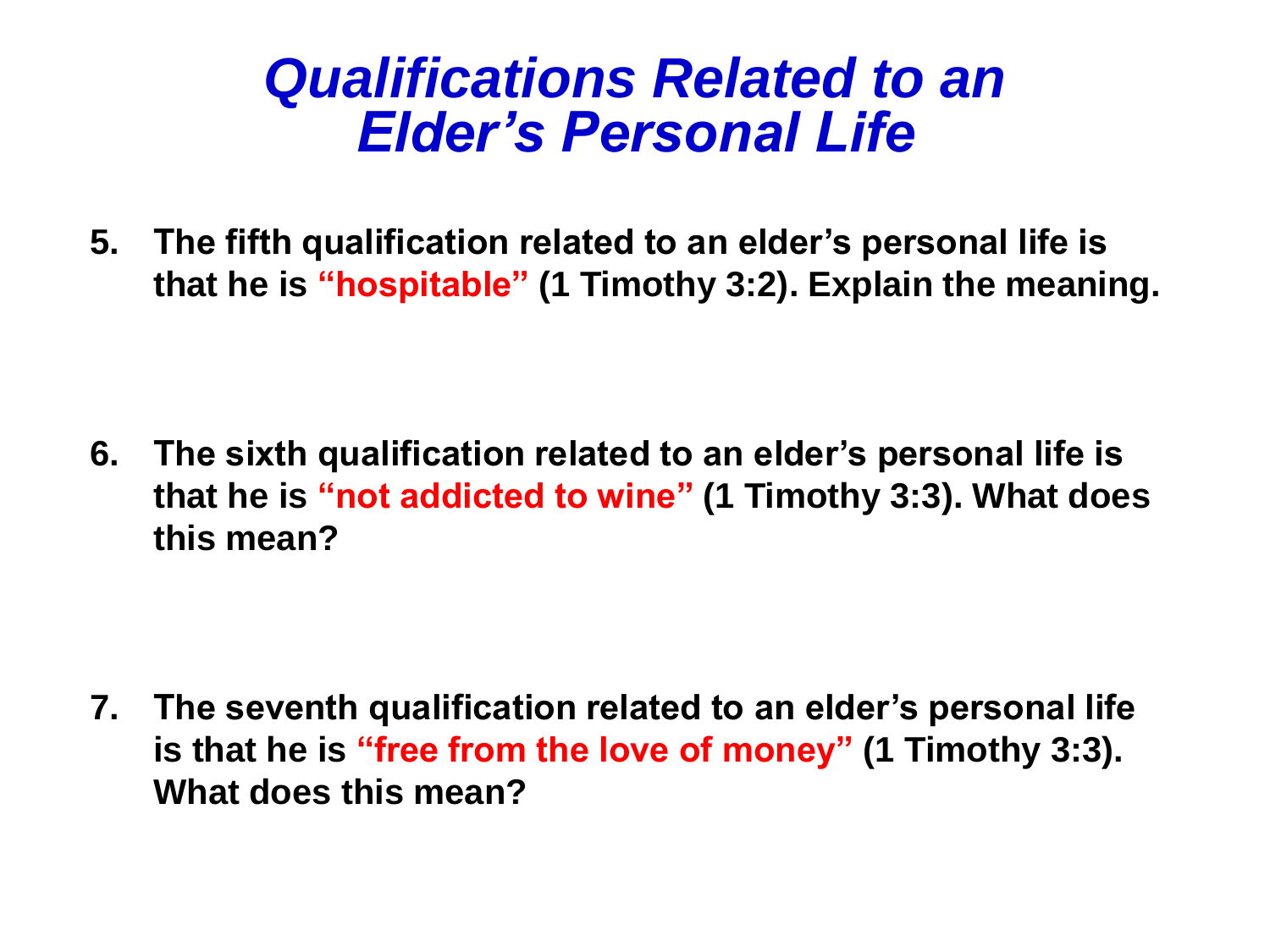# *Qualifications Related to an Elder's Personal Life*

5. **The fifth qualification related to an elder's personal life is that he is "hospitable" (1 Timothy 3:2). Explain the meaning.**

6. **The sixth qualification related to an elder's personal life is that he is "not addicted to wine" (1 Timothy 3:3). What does this mean?**

7. **The seventh qualification related to an elder's personal life is that he is "free from the love of money" (1 Timothy 3:3). What does this mean?**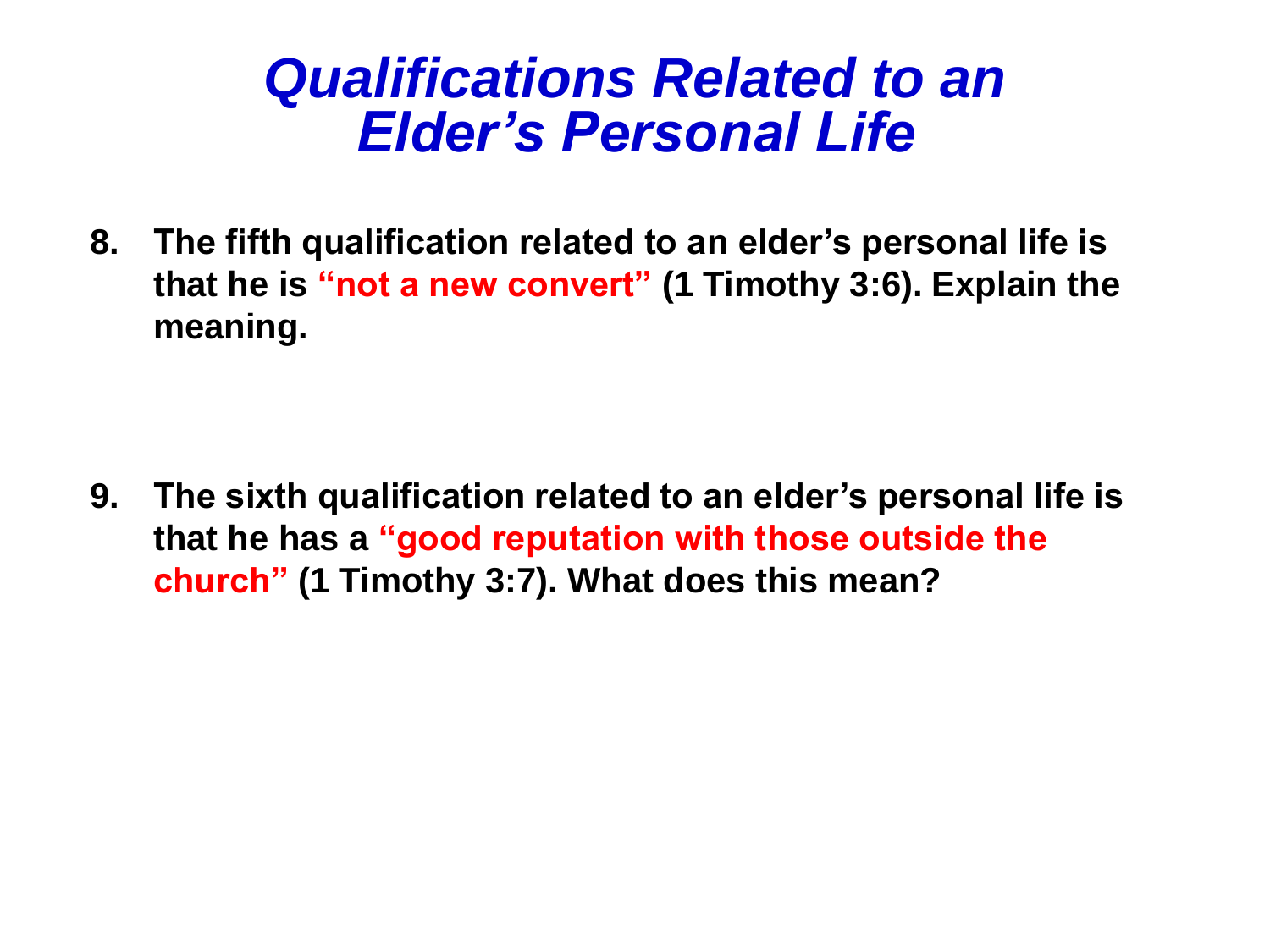# *Qualifications Related to an Elder's Personal Life*

8. **The fifth qualification related to an elder's personal life is that he is "not a new convert" (1 Timothy 3:6). Explain the meaning.**

9. **The sixth qualification related to an elder's personal life is that he has a "good reputation with those outside the church" (1 Timothy 3:7). What does this mean?**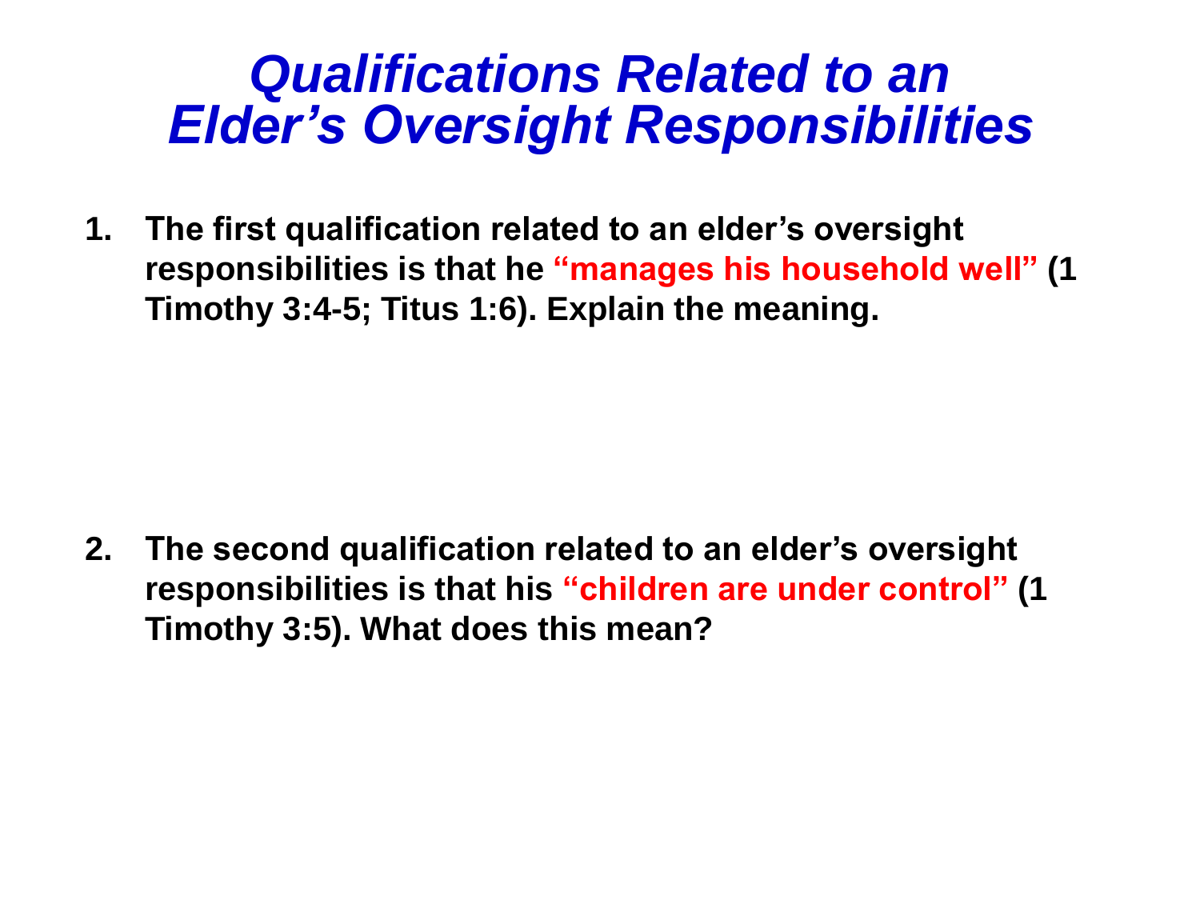# *Qualifications Related to an Elder's Oversight Responsibilities*

1. **The first qualification related to an elder's oversight responsibilities is that he "manages his household well" (1 Timothy 3:4-5; Titus 1:6). Explain the meaning.**

2. **The second qualification related to an elder's oversight responsibilities is that his "children are under control" (1 Timothy 3:5). What does this mean?**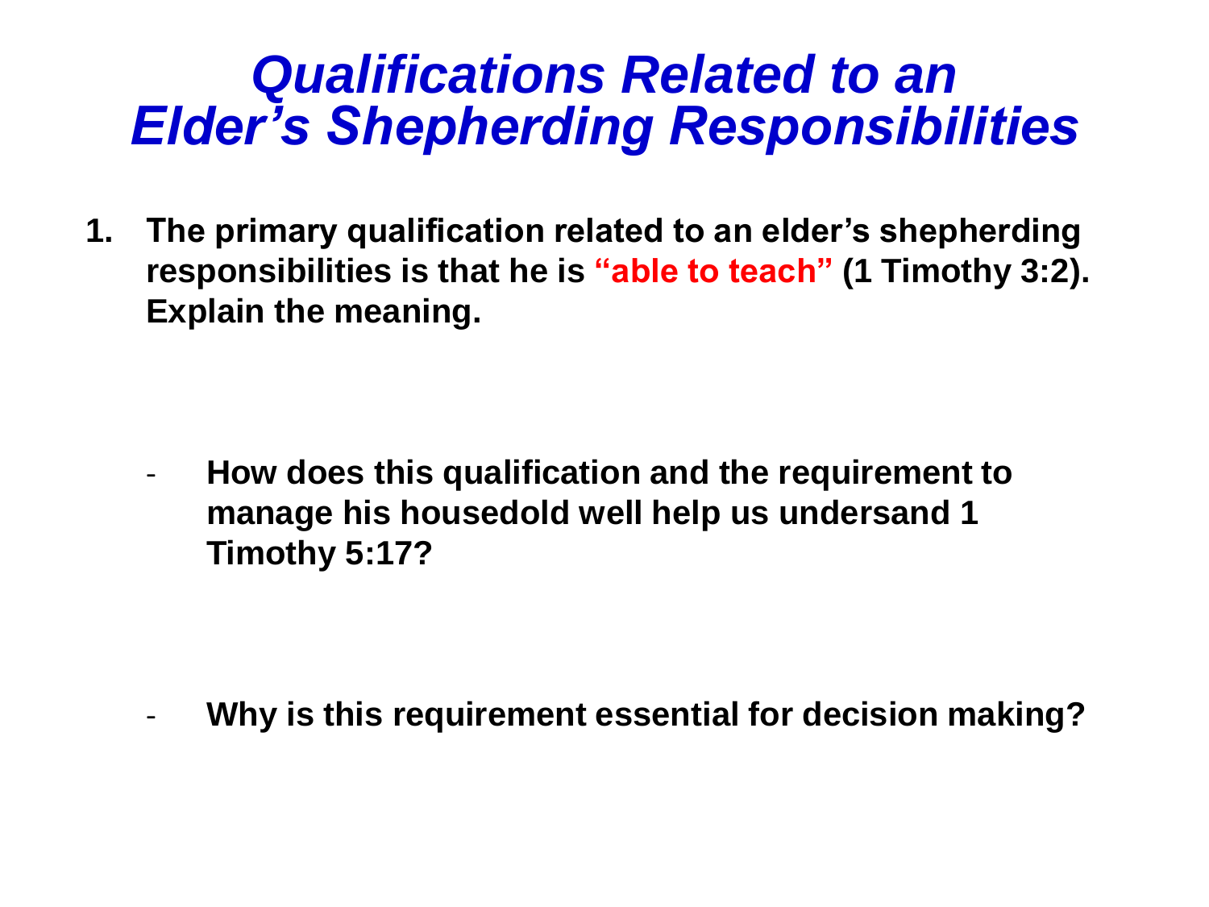# *Qualifications Related to an Elder's Shepherding Responsibilities*

1. **The primary qualification related to an elder's shepherding responsibilities is that he is "able to teach" (1 Timothy 3:2). Explain the meaning.**

   - **How does this qualification and the requirement to manage his housedold well help us undersand 1 Timothy 5:17?**

   - **Why is this requirement essential for decision making?**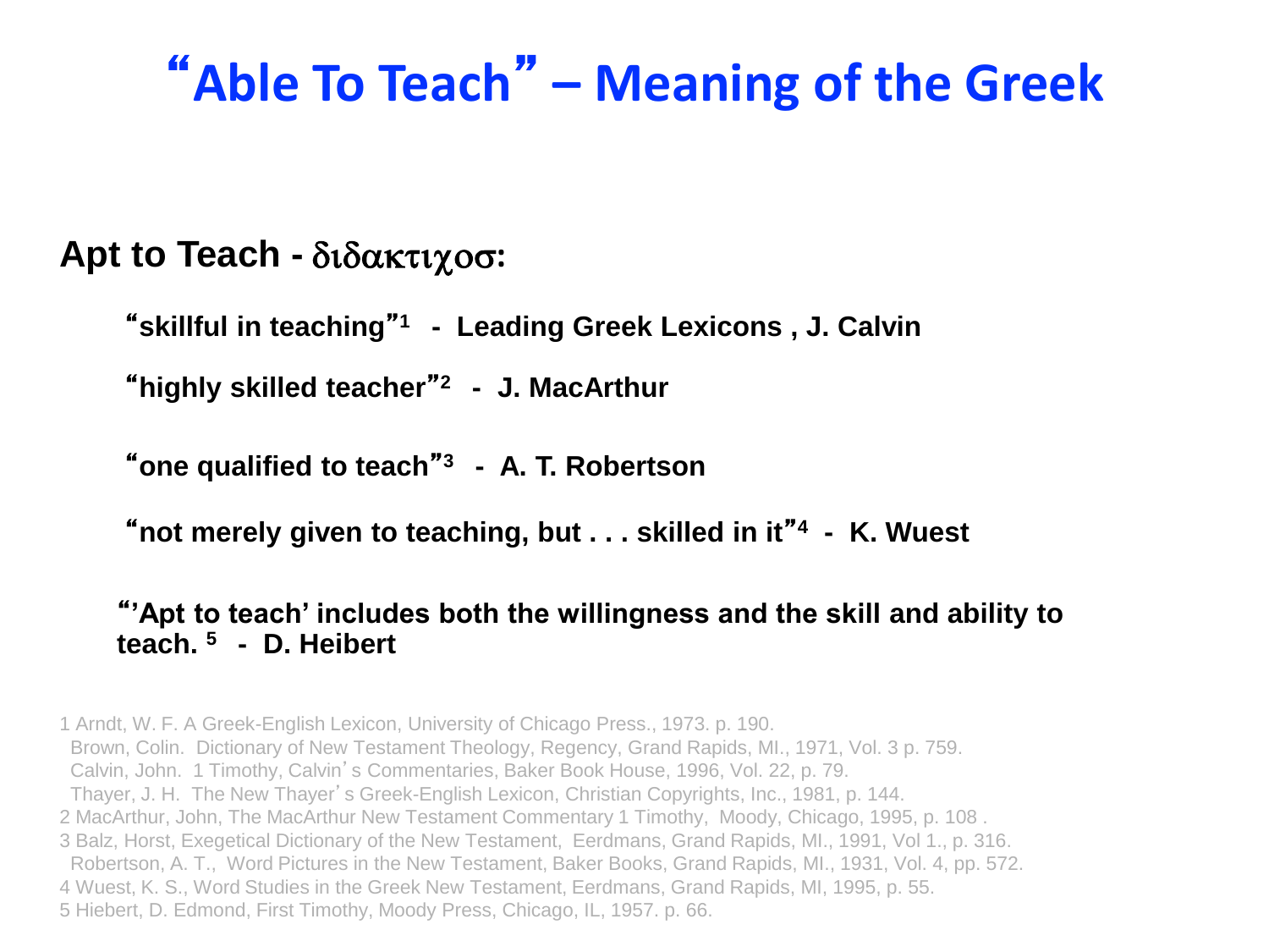# "Able To Teach" – Meaning of the Greek

**Apt to Teach - διδακτιχοσ:**

"**skillful in teaching**"[1] **- Leading Greek Lexicons , J. Calvin**

"**highly skilled teacher**"[2] **- J. MacArthur**

"**one qualified to teach**"[3] **- A. T. Robertson**

"**not merely given to teaching, but . . . skilled in it**"[4] **- K. Wuest**

"'**Apt to teach' includes both the willingness and the skill and ability to teach.** [5] **- D. Heibert**

1 Arndt, W. F. A Greek-English Lexicon, University of Chicago Press., 1973. p. 190.
Brown, Colin. Dictionary of New Testament Theology, Regency, Grand Rapids, MI., 1971, Vol. 3 p. 759.
Calvin, John. 1 Timothy, Calvin's Commentaries, Baker Book House, 1996, Vol. 22, p. 79.
Thayer, J. H. The New Thayer's Greek-English Lexicon, Christian Copyrights, Inc., 1981, p. 144.
2 MacArthur, John, The MacArthur New Testament Commentary 1 Timothy, Moody, Chicago, 1995, p. 108 .
3 Balz, Horst, Exegetical Dictionary of the New Testament, Eerdmans, Grand Rapids, MI., 1991, Vol 1., p. 316.
Robertson, A. T., Word Pictures in the New Testament, Baker Books, Grand Rapids, MI., 1931, Vol. 4, pp. 572.
4 Wuest, K. S., Word Studies in the Greek New Testament, Eerdmans, Grand Rapids, MI, 1995, p. 55.
5 Hiebert, D. Edmond, First Timothy, Moody Press, Chicago, IL, 1957. p. 66.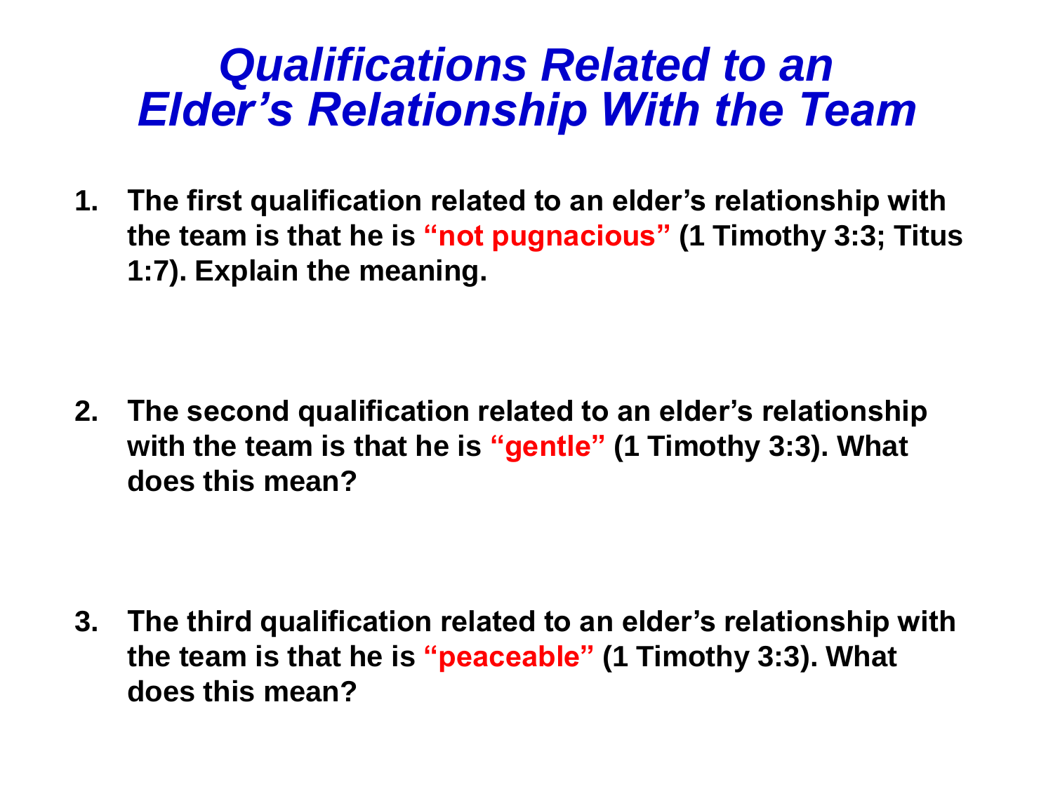# *Qualifications Related to an Elder's Relationship With the Team*

1. **The first qualification related to an elder's relationship with the team is that he is "not pugnacious" (1 Timothy 3:3; Titus 1:7). Explain the meaning.**

2. **The second qualification related to an elder's relationship with the team is that he is "gentle" (1 Timothy 3:3). What does this mean?**

3. **The third qualification related to an elder's relationship with the team is that he is "peaceable" (1 Timothy 3:3). What does this mean?**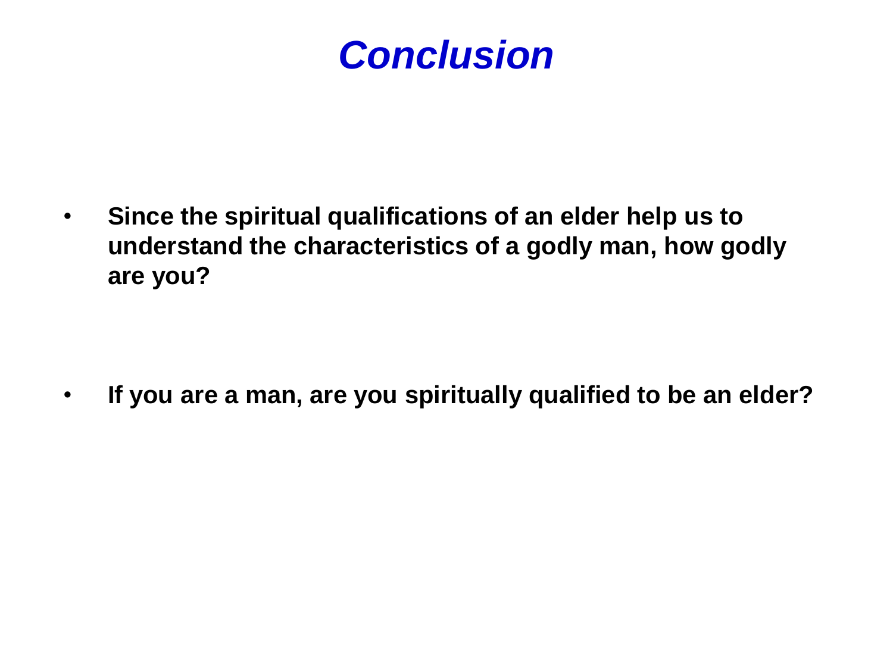# *Conclusion*

- **Since the spiritual qualifications of an elder help us to understand the characteristics of a godly man, how godly are you?**

- **If you are a man, are you spiritually qualified to be an elder?**